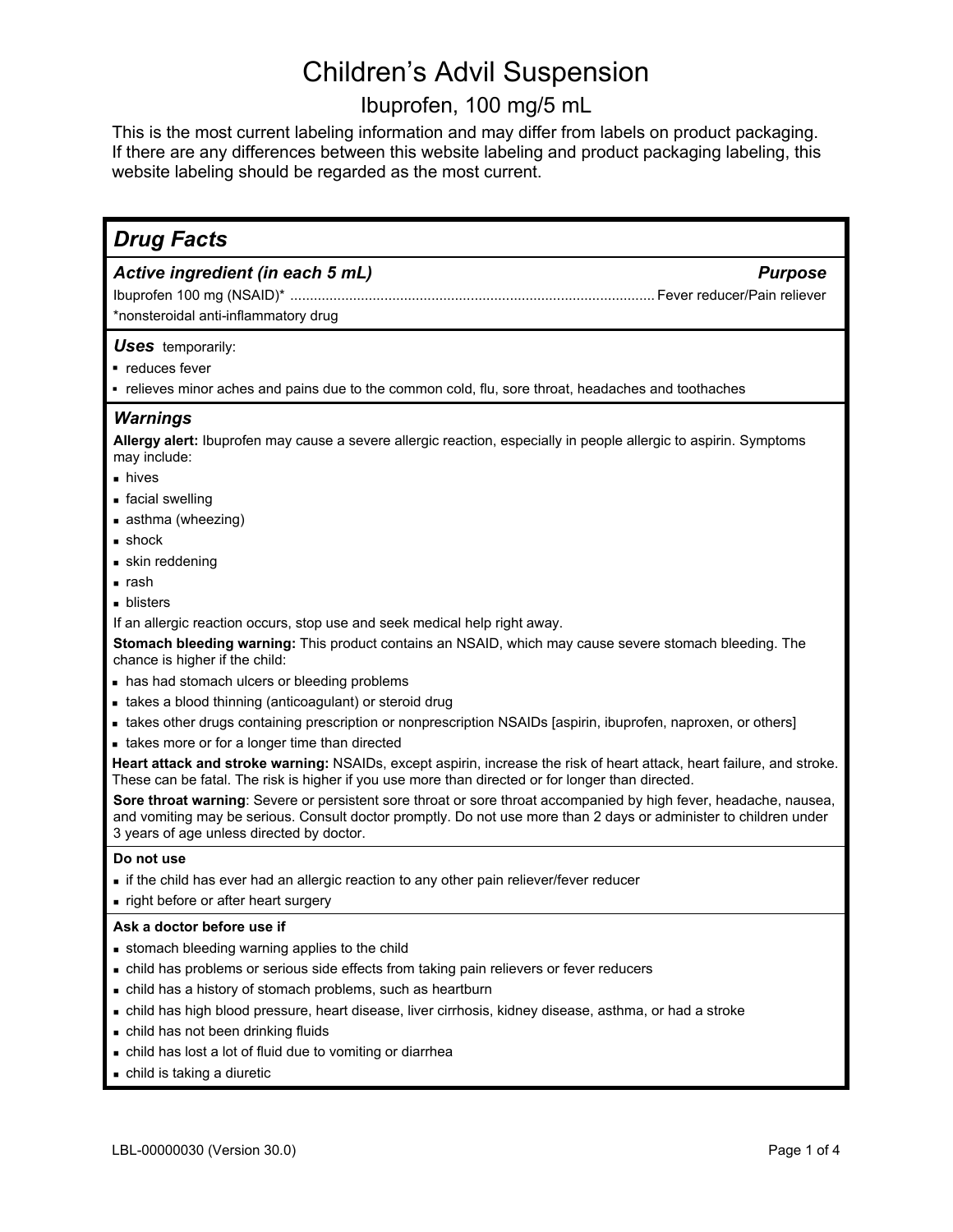# Children's Advil Suspension

## Ibuprofen, 100 mg/5 mL

This is the most current labeling information and may differ from labels on product packaging. If there are any differences between this website labeling and product packaging labeling, this website labeling should be regarded as the most current.

## *Drug Facts*

### *Active ingredient (in each 5 mL)* — *Purpose*

Ibuprofen 100 mg (NSAID)* ........................................ Fever reducer/Pain reliever

*nonsteroidal anti-inflammatory drug

### *Uses* temporarily:

- reduces fever
- relieves minor aches and pains due to the common cold, flu, sore throat, headaches and toothaches

### *Warnings*

**Allergy alert:** Ibuprofen may cause a severe allergic reaction, especially in people allergic to aspirin. Symptoms may include:

- hives
- facial swelling
- asthma (wheezing)
- shock
- skin reddening
- rash
- blisters

If an allergic reaction occurs, stop use and seek medical help right away.

**Stomach bleeding warning:** This product contains an NSAID, which may cause severe stomach bleeding. The chance is higher if the child:

- has had stomach ulcers or bleeding problems
- takes a blood thinning (anticoagulant) or steroid drug
- takes other drugs containing prescription or nonprescription NSAIDs [aspirin, ibuprofen, naproxen, or others]
- takes more or for a longer time than directed

**Heart attack and stroke warning:** NSAIDs, except aspirin, increase the risk of heart attack, heart failure, and stroke. These can be fatal. The risk is higher if you use more than directed or for longer than directed.

**Sore throat warning**: Severe or persistent sore throat or sore throat accompanied by high fever, headache, nausea, and vomiting may be serious. Consult doctor promptly. Do not use more than 2 days or administer to children under 3 years of age unless directed by doctor.

**Do not use**

- if the child has ever had an allergic reaction to any other pain reliever/fever reducer
- right before or after heart surgery

**Ask a doctor before use if**

- stomach bleeding warning applies to the child
- child has problems or serious side effects from taking pain relievers or fever reducers
- child has a history of stomach problems, such as heartburn
- child has high blood pressure, heart disease, liver cirrhosis, kidney disease, asthma, or had a stroke
- child has not been drinking fluids
- child has lost a lot of fluid due to vomiting or diarrhea
- child is taking a diuretic

LBL-00000030 (Version 30.0)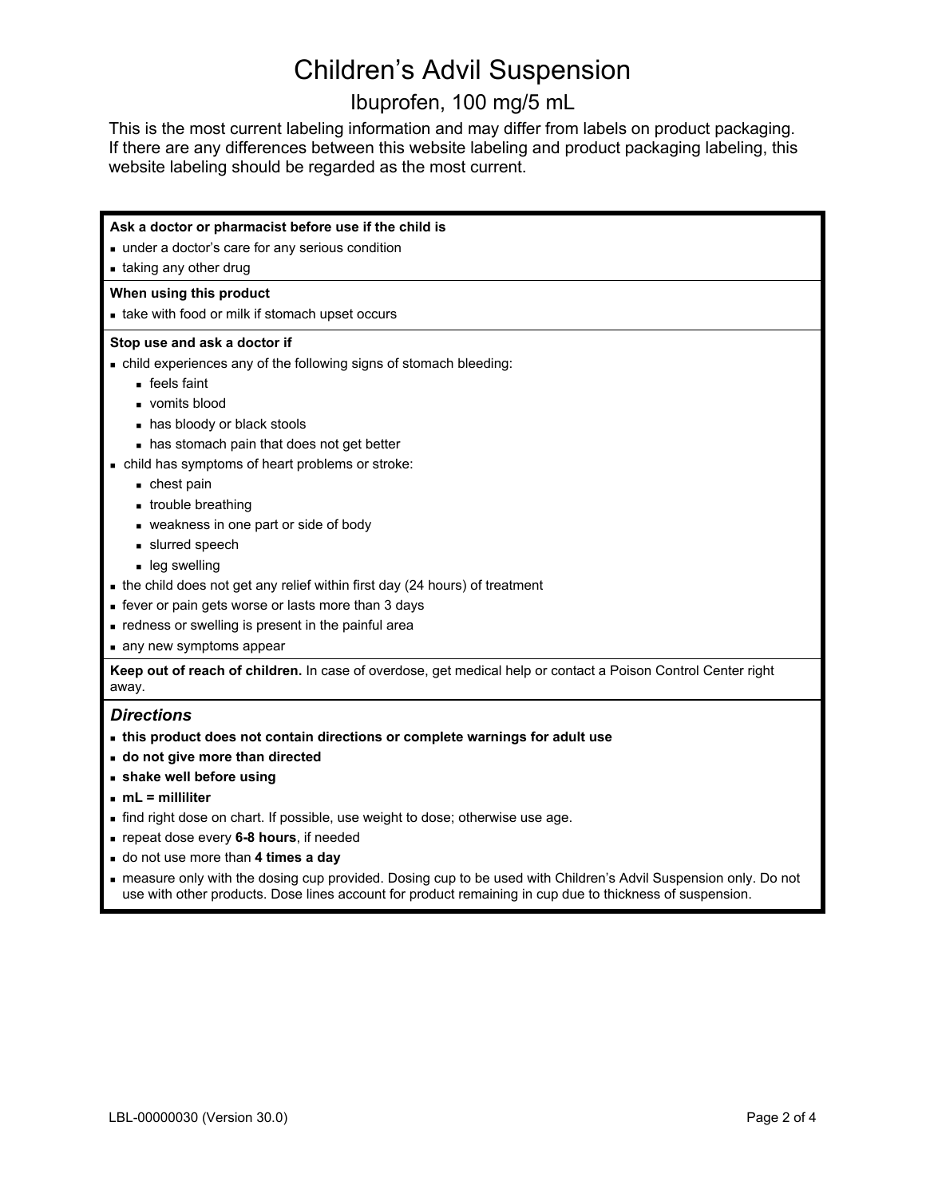# Children's Advil Suspension

## Ibuprofen, 100 mg/5 mL

This is the most current labeling information and may differ from labels on product packaging. If there are any differences between this website labeling and product packaging labeling, this website labeling should be regarded as the most current.

**Ask a doctor or pharmacist before use if the child is**

- under a doctor's care for any serious condition
- taking any other drug

**When using this product**

- take with food or milk if stomach upset occurs

**Stop use and ask a doctor if**

- child experiences any of the following signs of stomach bleeding:
  - feels faint
  - vomits blood
  - has bloody or black stools
  - has stomach pain that does not get better
- child has symptoms of heart problems or stroke:
  - chest pain
  - trouble breathing
  - weakness in one part or side of body
  - slurred speech
  - leg swelling
- the child does not get any relief within first day (24 hours) of treatment
- fever or pain gets worse or lasts more than 3 days
- redness or swelling is present in the painful area
- any new symptoms appear

**Keep out of reach of children.** In case of overdose, get medical help or contact a Poison Control Center right away.

### *Directions*

- **this product does not contain directions or complete warnings for adult use**
- **do not give more than directed**
- **shake well before using**
- **mL = milliliter**
- find right dose on chart. If possible, use weight to dose; otherwise use age.
- repeat dose every **6-8 hours**, if needed
- do not use more than **4 times a day**
- measure only with the dosing cup provided. Dosing cup to be used with Children's Advil Suspension only. Do not use with other products. Dose lines account for product remaining in cup due to thickness of suspension.

LBL-00000030 (Version 30.0)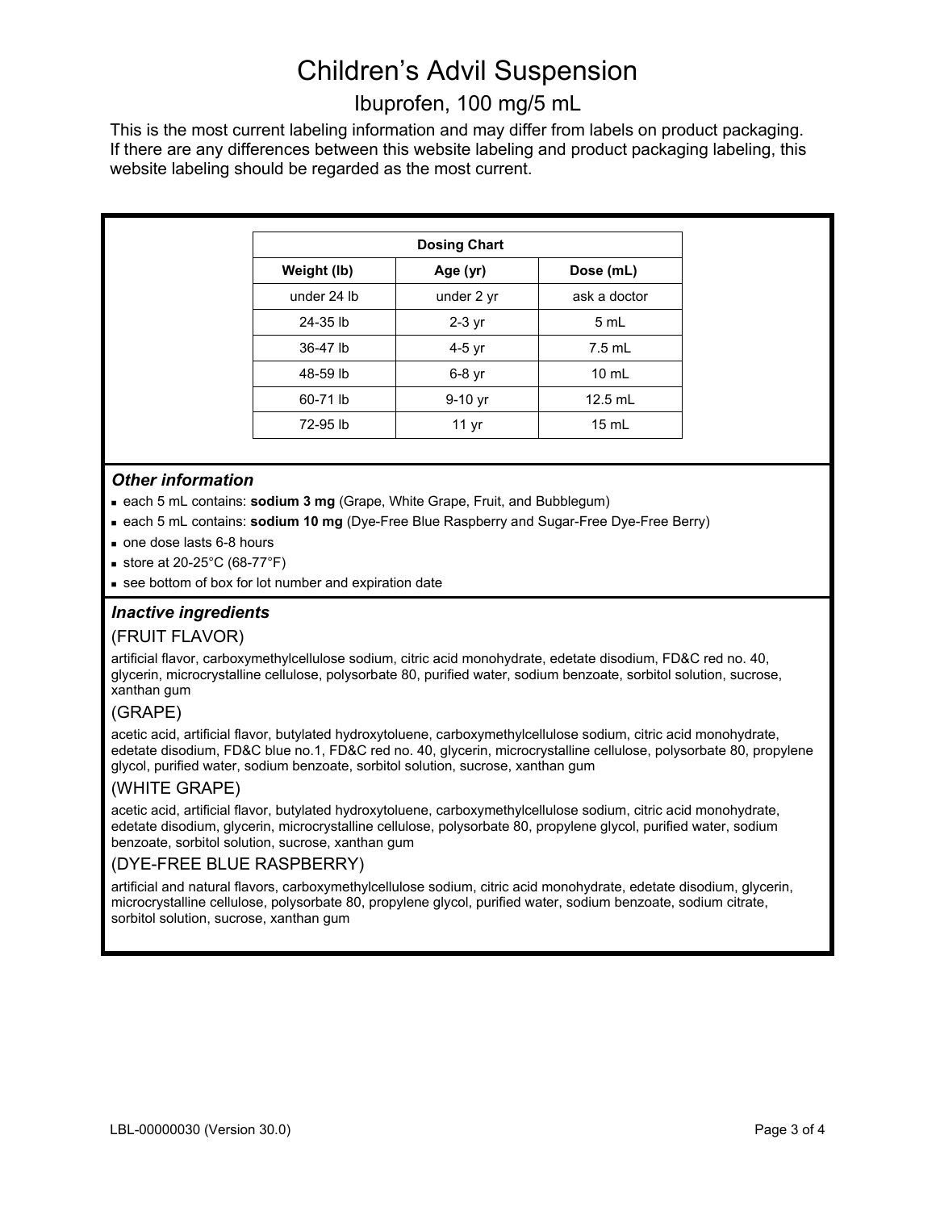# Children's Advil Suspension

## Ibuprofen, 100 mg/5 mL

This is the most current labeling information and may differ from labels on product packaging. If there are any differences between this website labeling and product packaging labeling, this website labeling should be regarded as the most current.

| Dosing Chart | | |
|---|---|---|
| **Weight (lb)** | **Age (yr)** | **Dose (mL)** |
| under 24 lb | under 2 yr | ask a doctor |
| 24-35 lb | 2-3 yr | 5 mL |
| 36-47 lb | 4-5 yr | 7.5 mL |
| 48-59 lb | 6-8 yr | 10 mL |
| 60-71 lb | 9-10 yr | 12.5 mL |
| 72-95 lb | 11 yr | 15 mL |

### *Other information*

- each 5 mL contains: **sodium 3 mg** (Grape, White Grape, Fruit, and Bubblegum)
- each 5 mL contains: **sodium 10 mg** (Dye-Free Blue Raspberry and Sugar-Free Dye-Free Berry)
- one dose lasts 6-8 hours
- store at 20-25°C (68-77°F)
- see bottom of box for lot number and expiration date

### *Inactive ingredients*

(FRUIT FLAVOR)

artificial flavor, carboxymethylcellulose sodium, citric acid monohydrate, edetate disodium, FD&C red no. 40, glycerin, microcrystalline cellulose, polysorbate 80, purified water, sodium benzoate, sorbitol solution, sucrose, xanthan gum

(GRAPE)

acetic acid, artificial flavor, butylated hydroxytoluene, carboxymethylcellulose sodium, citric acid monohydrate, edetate disodium, FD&C blue no.1, FD&C red no. 40, glycerin, microcrystalline cellulose, polysorbate 80, propylene glycol, purified water, sodium benzoate, sorbitol solution, sucrose, xanthan gum

(WHITE GRAPE)

acetic acid, artificial flavor, butylated hydroxytoluene, carboxymethylcellulose sodium, citric acid monohydrate, edetate disodium, glycerin, microcrystalline cellulose, polysorbate 80, propylene glycol, purified water, sodium benzoate, sorbitol solution, sucrose, xanthan gum

(DYE-FREE BLUE RASPBERRY)

artificial and natural flavors, carboxymethylcellulose sodium, citric acid monohydrate, edetate disodium, glycerin, microcrystalline cellulose, polysorbate 80, propylene glycol, purified water, sodium benzoate, sodium citrate, sorbitol solution, sucrose, xanthan gum

LBL-00000030 (Version 30.0)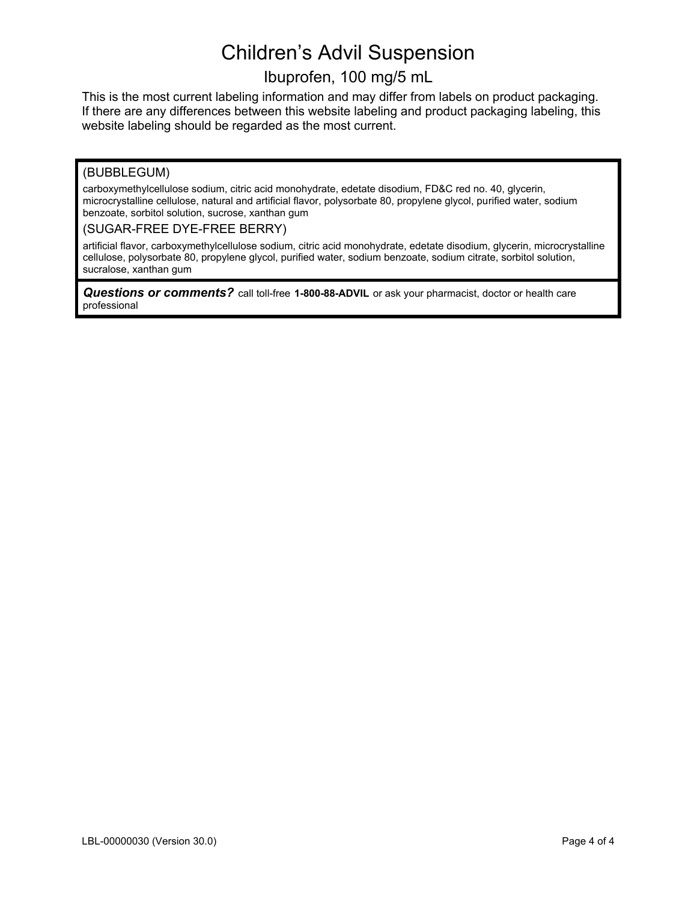# Children's Advil Suspension

## Ibuprofen, 100 mg/5 mL

This is the most current labeling information and may differ from labels on product packaging. If there are any differences between this website labeling and product packaging labeling, this website labeling should be regarded as the most current.

(BUBBLEGUM)

carboxymethylcellulose sodium, citric acid monohydrate, edetate disodium, FD&C red no. 40, glycerin, microcrystalline cellulose, natural and artificial flavor, polysorbate 80, propylene glycol, purified water, sodium benzoate, sorbitol solution, sucrose, xanthan gum

(SUGAR-FREE DYE-FREE BERRY)

artificial flavor, carboxymethylcellulose sodium, citric acid monohydrate, edetate disodium, glycerin, microcrystalline cellulose, polysorbate 80, propylene glycol, purified water, sodium benzoate, sodium citrate, sorbitol solution, sucralose, xanthan gum

***Questions or comments?*** call toll-free **1-800-88-ADVIL** or ask your pharmacist, doctor or health care professional

LBL-00000030 (Version 30.0)